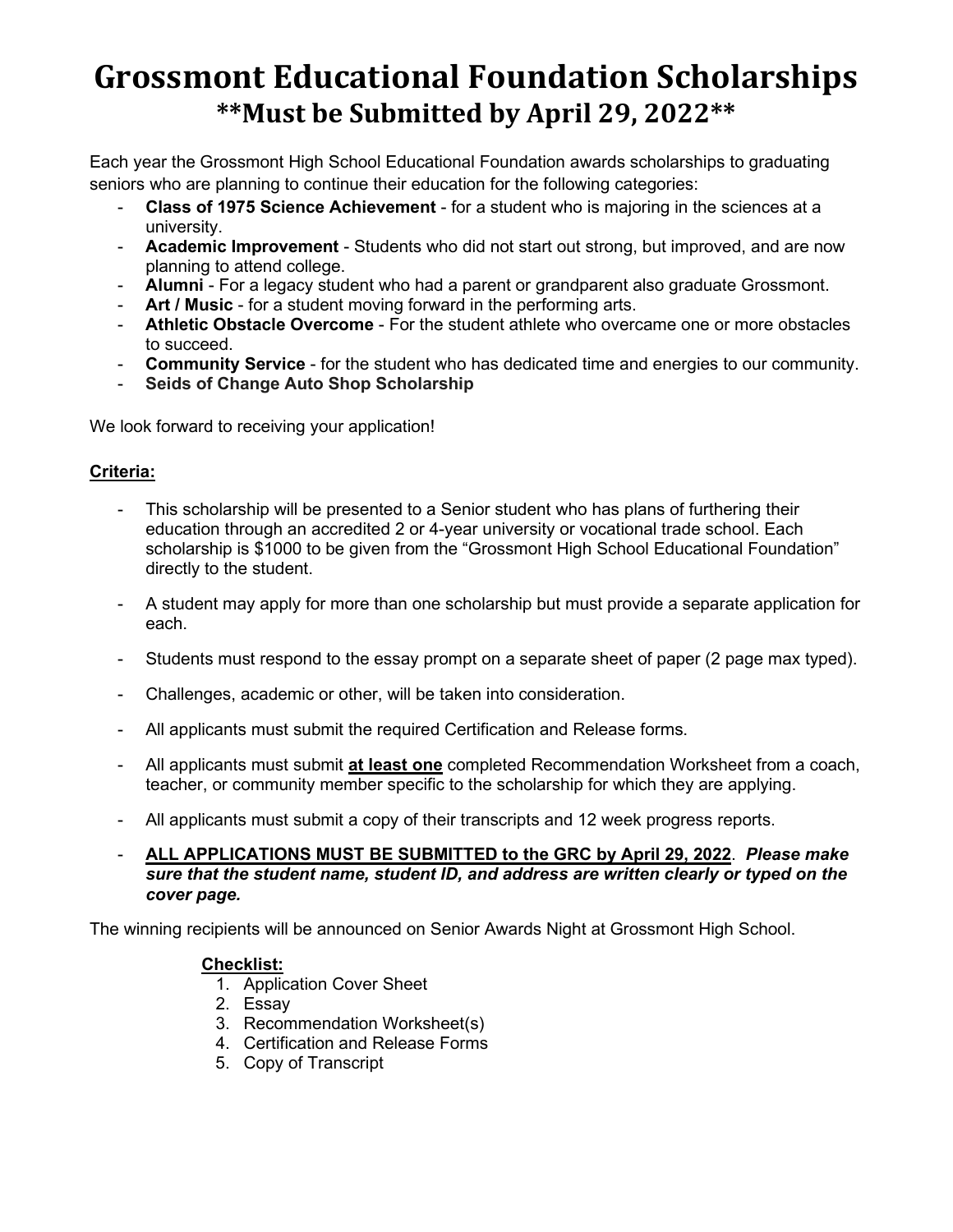# Grossmont Educational Foundation Scholarships

## **Must be Submitted by April 29, 2022**

Each year the Grossmont High School Educational Foundation awards scholarships to graduating seniors who are planning to continue their education for the following categories:

- **Class of 1975 Science Achievement** - for a student who is majoring in the sciences at a university.
- **Academic Improvement** - Students who did not start out strong, but improved, and are now planning to attend college.
- **Alumni** - For a legacy student who had a parent or grandparent also graduate Grossmont.
- **Art / Music** - for a student moving forward in the performing arts.
- **Athletic Obstacle Overcome** - For the student athlete who overcame one or more obstacles to succeed.
- **Community Service** - for the student who has dedicated time and energies to our community.
- **Seids of Change Auto Shop Scholarship**

We look forward to receiving your application!

**Criteria:**

- This scholarship will be presented to a Senior student who has plans of furthering their education through an accredited 2 or 4-year university or vocational trade school. Each scholarship is $1000 to be given from the "Grossmont High School Educational Foundation" directly to the student.
- A student may apply for more than one scholarship but must provide a separate application for each.
- Students must respond to the essay prompt on a separate sheet of paper (2 page max typed).
- Challenges, academic or other, will be taken into consideration.
- All applicants must submit the required Certification and Release forms.
- All applicants must submit **at least one** completed Recommendation Worksheet from a coach, teacher, or community member specific to the scholarship for which they are applying.
- All applicants must submit a copy of their transcripts and 12 week progress reports.
- **ALL APPLICATIONS MUST BE SUBMITTED to the GRC by April 29, 2022**. ***Please make sure that the student name, student ID, and address are written clearly or typed on the cover page.***

The winning recipients will be announced on Senior Awards Night at Grossmont High School.

**Checklist:**

1. Application Cover Sheet
2. Essay
3. Recommendation Worksheet(s)
4. Certification and Release Forms
5. Copy of Transcript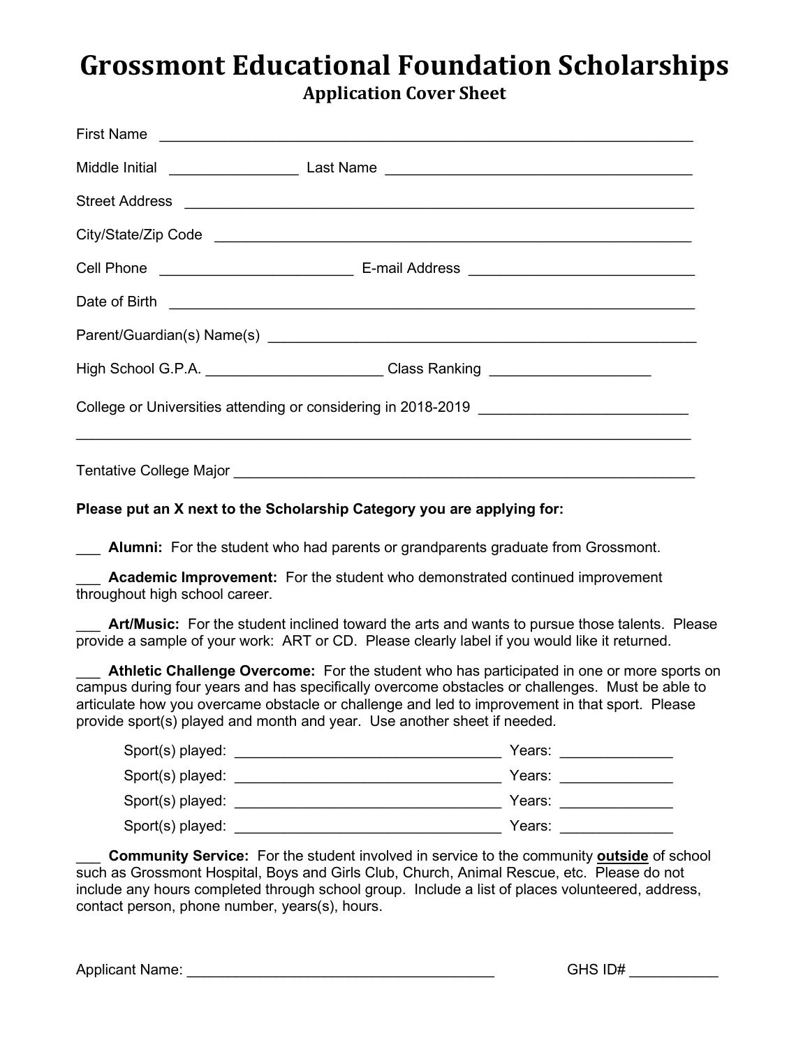# Grossmont Educational Foundation Scholarships

## Application Cover Sheet

First Name ___________________________________________________________________

Middle Initial _______________ Last Name ___________________________________

Street Address ________________________________________________________________

City/State/Zip Code ___________________________________________________________

Cell Phone ______________________ E-mail Address __________________________

Date of Birth _________________________________________________________________

Parent/Guardian(s) Name(s) ____________________________________________________

High School G.P.A. _____________________ Class Ranking ___________________

College or Universities attending or considering in 2018-2019 ________________________

______________________________________________________________________________

Tentative College Major _______________________________________________________

**Please put an X next to the Scholarship Category you are applying for:**

___ **Alumni:** For the student who had parents or grandparents graduate from Grossmont.

___ **Academic Improvement:** For the student who demonstrated continued improvement throughout high school career.

___ **Art/Music:** For the student inclined toward the arts and wants to pursue those talents. Please provide a sample of your work: ART or CD. Please clearly label if you would like it returned.

___ **Athletic Challenge Overcome:** For the student who has participated in one or more sports on campus during four years and has specifically overcome obstacles or challenges. Must be able to articulate how you overcame obstacle or challenge and led to improvement in that sport. Please provide sport(s) played and month and year. Use another sheet if needed.

Sport(s) played: ________________________________ Years: _____________

Sport(s) played: ________________________________ Years: _____________

Sport(s) played: ________________________________ Years: _____________

Sport(s) played: ________________________________ Years: _____________

___ **Community Service:** For the student involved in service to the community **outside** of school such as Grossmont Hospital, Boys and Girls Club, Church, Animal Rescue, etc. Please do not include any hours completed through school group. Include a list of places volunteered, address, contact person, phone number, years(s), hours.

Applicant Name: ____________________________________ GHS ID# __________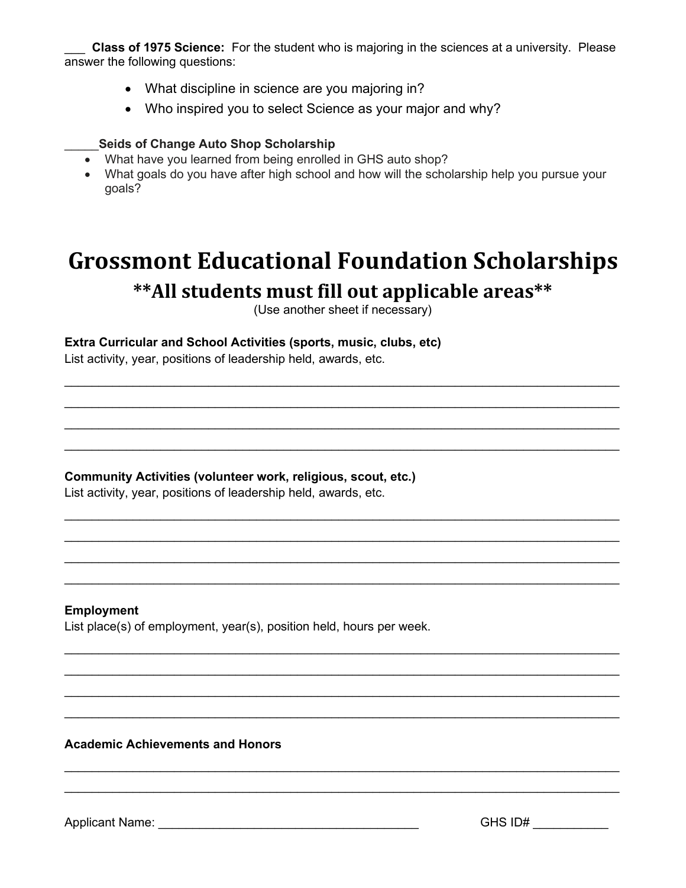___ **Class of 1975 Science:** For the student who is majoring in the sciences at a university. Please answer the following questions:

- What discipline in science are you majoring in?
- Who inspired you to select Science as your major and why?

_____**Seids of Change Auto Shop Scholarship**

- What have you learned from being enrolled in GHS auto shop?
- What goals do you have after high school and how will the scholarship help you pursue your goals?

# Grossmont Educational Foundation Scholarships

## **All students must fill out applicable areas**

(Use another sheet if necessary)

**Extra Curricular and School Activities (sports, music, clubs, etc)**
List activity, year, positions of leadership held, awards, etc.

________________________________________________________________________________
________________________________________________________________________________
________________________________________________________________________________
________________________________________________________________________________

**Community Activities (volunteer work, religious, scout, etc.)**
List activity, year, positions of leadership held, awards, etc.

________________________________________________________________________________
________________________________________________________________________________
________________________________________________________________________________
________________________________________________________________________________

**Employment**
List place(s) of employment, year(s), position held, hours per week.

________________________________________________________________________________
________________________________________________________________________________
________________________________________________________________________________
________________________________________________________________________________

**Academic Achievements and Honors**

________________________________________________________________________________
________________________________________________________________________________

Applicant Name: ______________________________________ GHS ID# ___________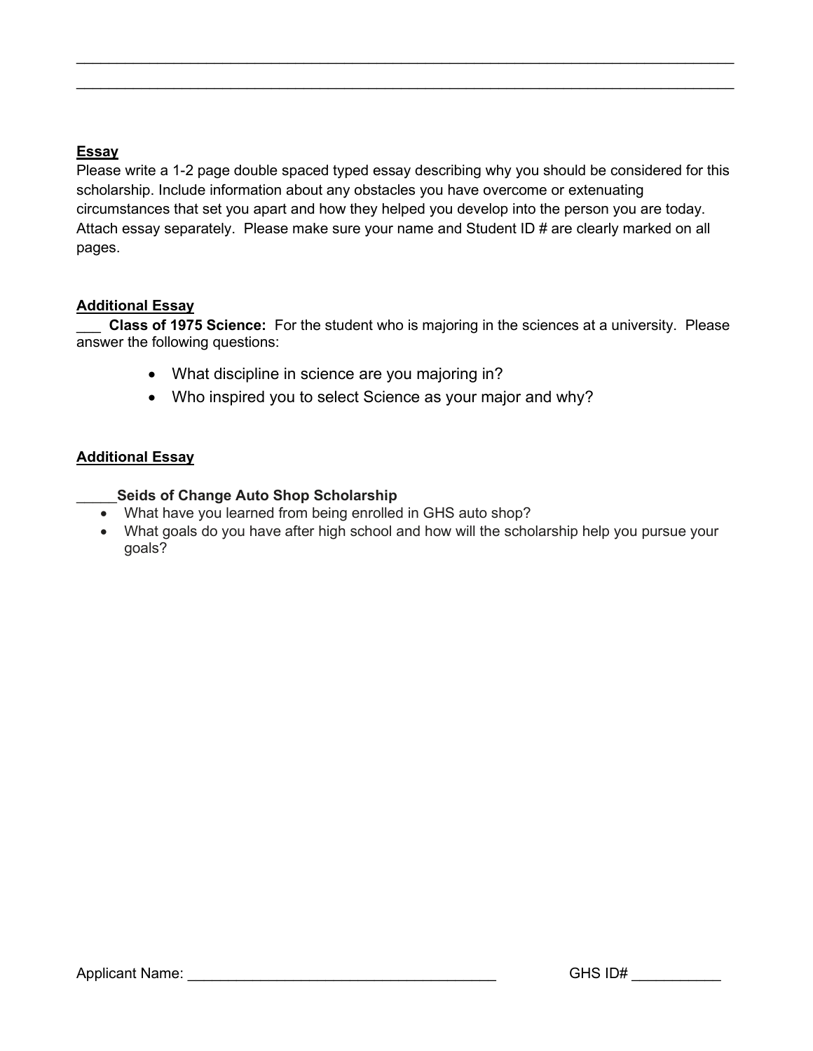___________________________________________________________________________

___________________________________________________________________________

**Essay**

Please write a 1-2 page double spaced typed essay describing why you should be considered for this scholarship. Include information about any obstacles you have overcome or extenuating circumstances that set you apart and how they helped you develop into the person you are today. Attach essay separately. Please make sure your name and Student ID # are clearly marked on all pages.

**Additional Essay**

___ **Class of 1975 Science:** For the student who is majoring in the sciences at a university. Please answer the following questions:

- What discipline in science are you majoring in?
- Who inspired you to select Science as your major and why?

**Additional Essay**

_____**Seids of Change Auto Shop Scholarship**

- What have you learned from being enrolled in GHS auto shop?
- What goals do you have after high school and how will the scholarship help you pursue your goals?

Applicant Name: ______________________________________ GHS ID# ___________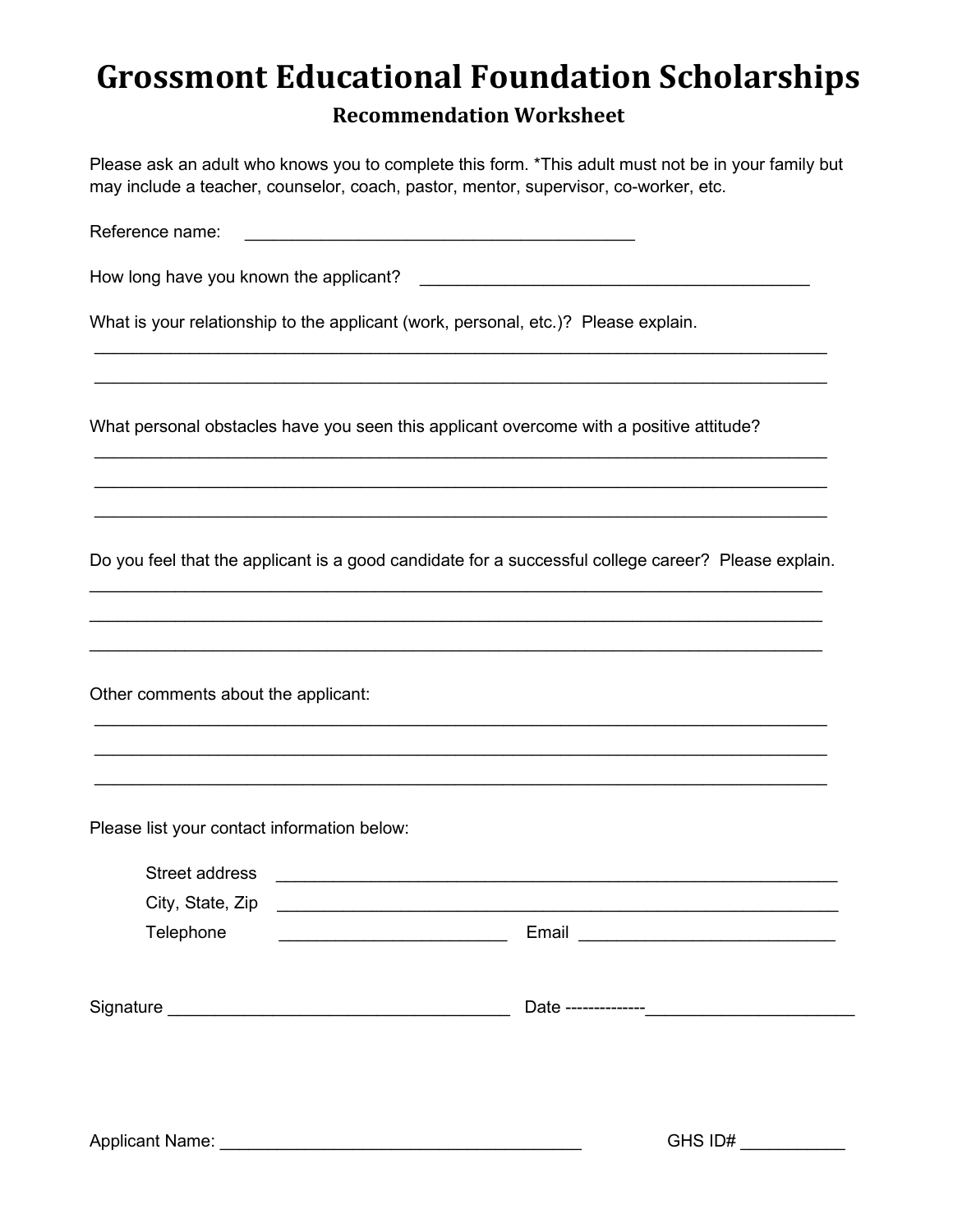# Grossmont Educational Foundation Scholarships

## Recommendation Worksheet

Please ask an adult who knows you to complete this form. *This adult must not be in your family but may include a teacher, counselor, coach, pastor, mentor, supervisor, co-worker, etc.

Reference name: ___________________________________________

How long have you known the applicant? ___________________________________________

What is your relationship to the applicant (work, personal, etc.)? Please explain.

_________________________________________________________________________________

_________________________________________________________________________________

What personal obstacles have you seen this applicant overcome with a positive attitude?

_________________________________________________________________________________

_________________________________________________________________________________

_________________________________________________________________________________

Do you feel that the applicant is a good candidate for a successful college career? Please explain.

_________________________________________________________________________________

_________________________________________________________________________________

_________________________________________________________________________________

Other comments about the applicant:

_________________________________________________________________________________

_________________________________________________________________________________

_________________________________________________________________________________

Please list your contact information below:

Street address ______________________________________________________________

City, State, Zip ______________________________________________________________

Telephone _________________________ Email ____________________________

Signature ______________________________________ Date -------------______________________

Applicant Name: ________________________________________ GHS ID# ___________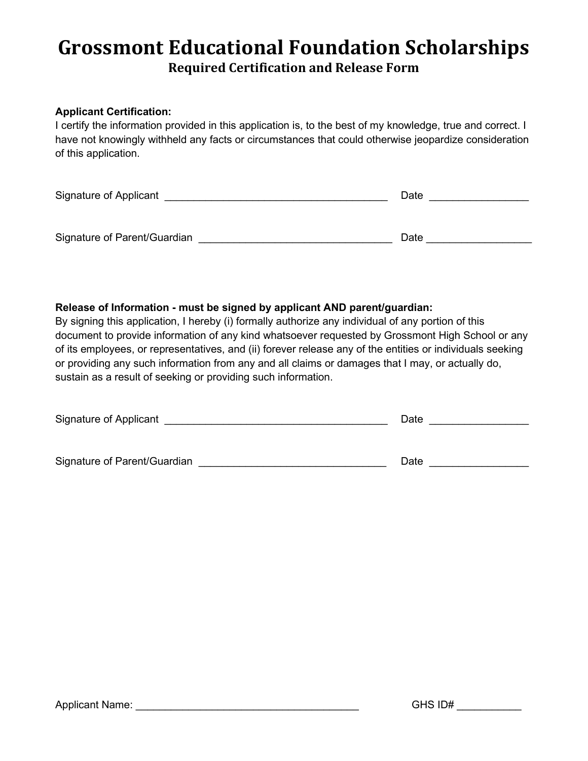# Grossmont Educational Foundation Scholarships

## Required Certification and Release Form

**Applicant Certification:**
I certify the information provided in this application is, to the best of my knowledge, true and correct. I have not knowingly withheld any facts or circumstances that could otherwise jeopardize consideration of this application.

Signature of Applicant _______________________________________ Date ________________

Signature of Parent/Guardian _________________________________ Date _________________

**Release of Information - must be signed by applicant AND parent/guardian:**
By signing this application, I hereby (i) formally authorize any individual of any portion of this document to provide information of any kind whatsoever requested by Grossmont High School or any of its employees, or representatives, and (ii) forever release any of the entities or individuals seeking or providing any such information from any and all claims or damages that I may, or actually do, sustain as a result of seeking or providing such information.

Signature of Applicant _______________________________________ Date ________________

Signature of Parent/Guardian ________________________________ Date ________________

Applicant Name: _______________________________________ GHS ID# ___________